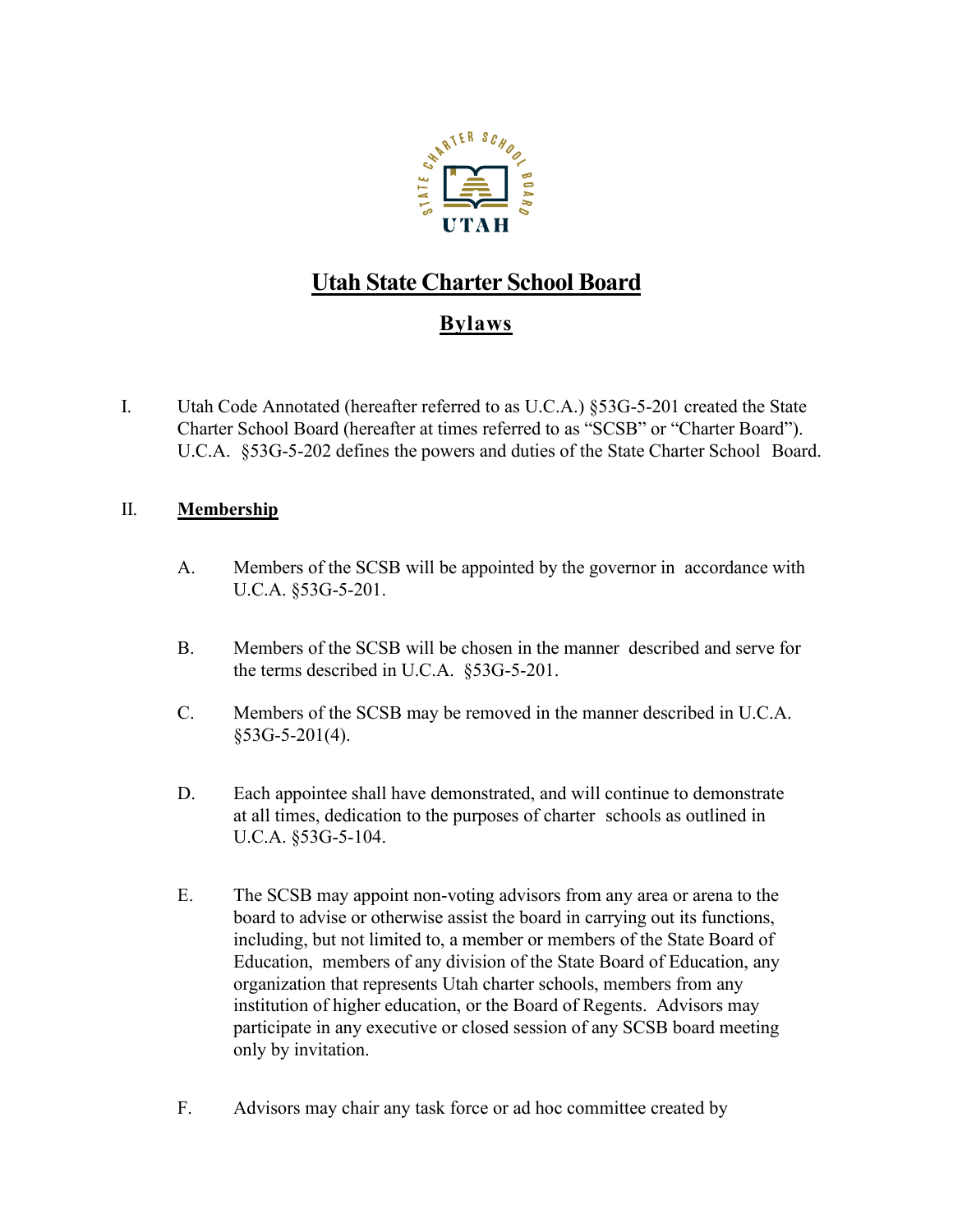# Utah State Charter School Board

## Bylaws

I. Utah Code Annotated (hereafter referred to as U.C.A.) §53G-5-201 created the State Charter School Board (hereafter at times referred to as "SCSB" or "Charter Board"). U.C.A. §53G-5-202 defines the powers and duties of the State Charter School Board.

II. **Membership**

A. Members of the SCSB will be appointed by the governor in accordance with U.C.A. §53G-5-201.

B. Members of the SCSB will be chosen in the manner described and serve for the terms described in U.C.A. §53G-5-201.

C. Members of the SCSB may be removed in the manner described in U.C.A. §53G-5-201(4).

D. Each appointee shall have demonstrated, and will continue to demonstrate at all times, dedication to the purposes of charter schools as outlined in U.C.A. §53G-5-104.

E. The SCSB may appoint non-voting advisors from any area or arena to the board to advise or otherwise assist the board in carrying out its functions, including, but not limited to, a member or members of the State Board of Education, members of any division of the State Board of Education, any organization that represents Utah charter schools, members from any institution of higher education, or the Board of Regents. Advisors may participate in any executive or closed session of any SCSB board meeting only by invitation.

F. Advisors may chair any task force or ad hoc committee created by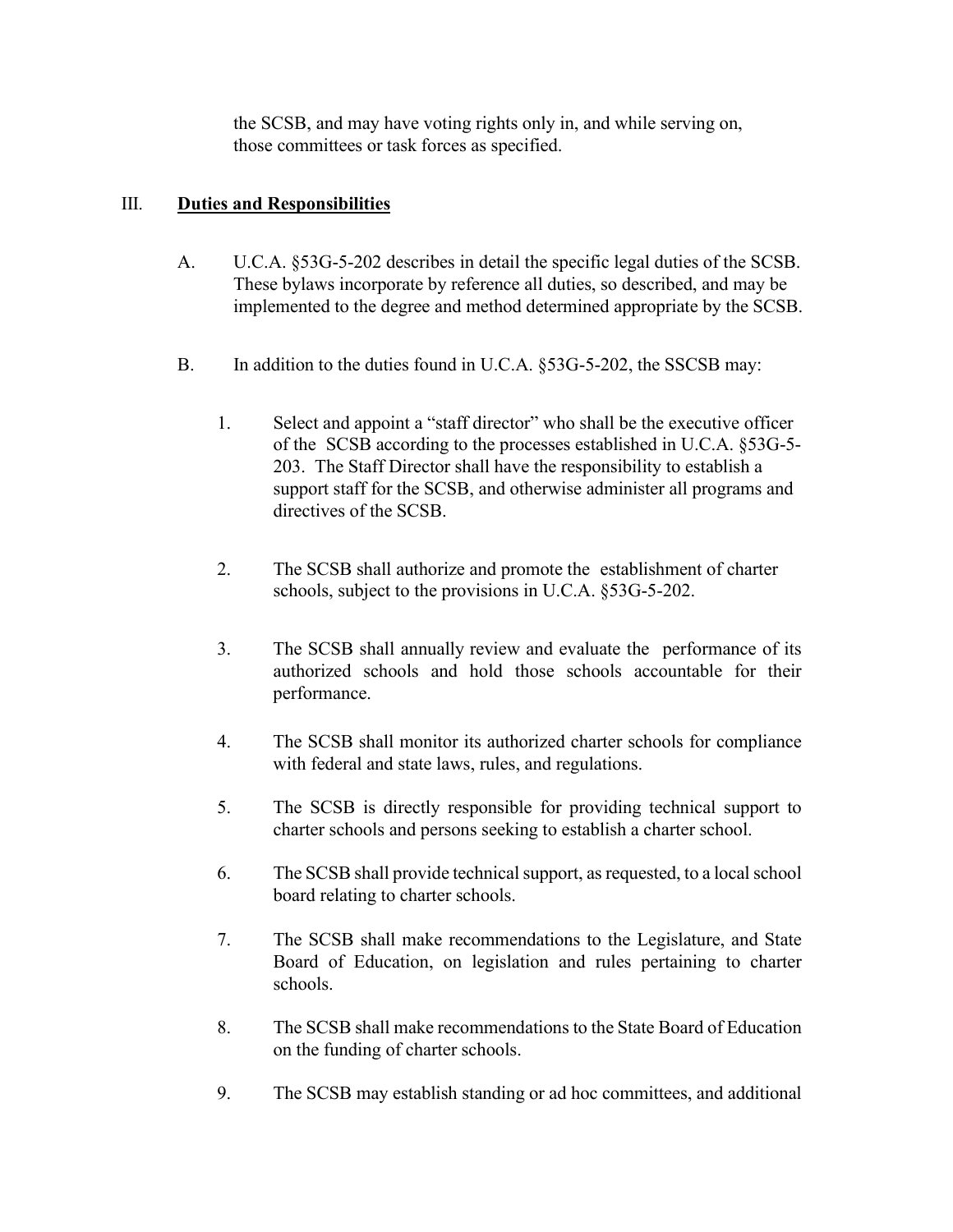the SCSB, and may have voting rights only in, and while serving on, those committees or task forces as specified.

## III. **Duties and Responsibilities**

A. U.C.A. §53G-5-202 describes in detail the specific legal duties of the SCSB. These bylaws incorporate by reference all duties, so described, and may be implemented to the degree and method determined appropriate by the SCSB.

B. In addition to the duties found in U.C.A. §53G-5-202, the SSCSB may:

1. Select and appoint a "staff director" who shall be the executive officer of the SCSB according to the processes established in U.C.A. §53G-5-203. The Staff Director shall have the responsibility to establish a support staff for the SCSB, and otherwise administer all programs and directives of the SCSB.

2. The SCSB shall authorize and promote the establishment of charter schools, subject to the provisions in U.C.A. §53G-5-202.

3. The SCSB shall annually review and evaluate the performance of its authorized schools and hold those schools accountable for their performance.

4. The SCSB shall monitor its authorized charter schools for compliance with federal and state laws, rules, and regulations.

5. The SCSB is directly responsible for providing technical support to charter schools and persons seeking to establish a charter school.

6. The SCSB shall provide technical support, as requested, to a local school board relating to charter schools.

7. The SCSB shall make recommendations to the Legislature, and State Board of Education, on legislation and rules pertaining to charter schools.

8. The SCSB shall make recommendations to the State Board of Education on the funding of charter schools.

9. The SCSB may establish standing or ad hoc committees, and additional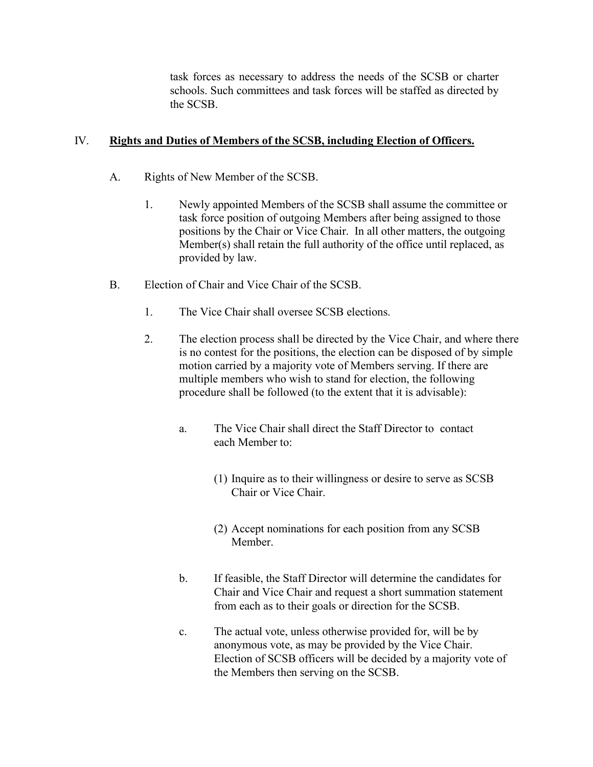task forces as necessary to address the needs of the SCSB or charter schools. Such committees and task forces will be staffed as directed by the SCSB.

## IV. **<u>Rights and Duties of Members of the SCSB, including Election of Officers.</u>**

A. Rights of New Member of the SCSB.

1. Newly appointed Members of the SCSB shall assume the committee or task force position of outgoing Members after being assigned to those positions by the Chair or Vice Chair. In all other matters, the outgoing Member(s) shall retain the full authority of the office until replaced, as provided by law.

B. Election of Chair and Vice Chair of the SCSB.

1. The Vice Chair shall oversee SCSB elections.

2. The election process shall be directed by the Vice Chair, and where there is no contest for the positions, the election can be disposed of by simple motion carried by a majority vote of Members serving. If there are multiple members who wish to stand for election, the following procedure shall be followed (to the extent that it is advisable):

   a. The Vice Chair shall direct the Staff Director to contact each Member to:

      (1) Inquire as to their willingness or desire to serve as SCSB Chair or Vice Chair.

      (2) Accept nominations for each position from any SCSB Member.

   b. If feasible, the Staff Director will determine the candidates for Chair and Vice Chair and request a short summation statement from each as to their goals or direction for the SCSB.

   c. The actual vote, unless otherwise provided for, will be by anonymous vote, as may be provided by the Vice Chair. Election of SCSB officers will be decided by a majority vote of the Members then serving on the SCSB.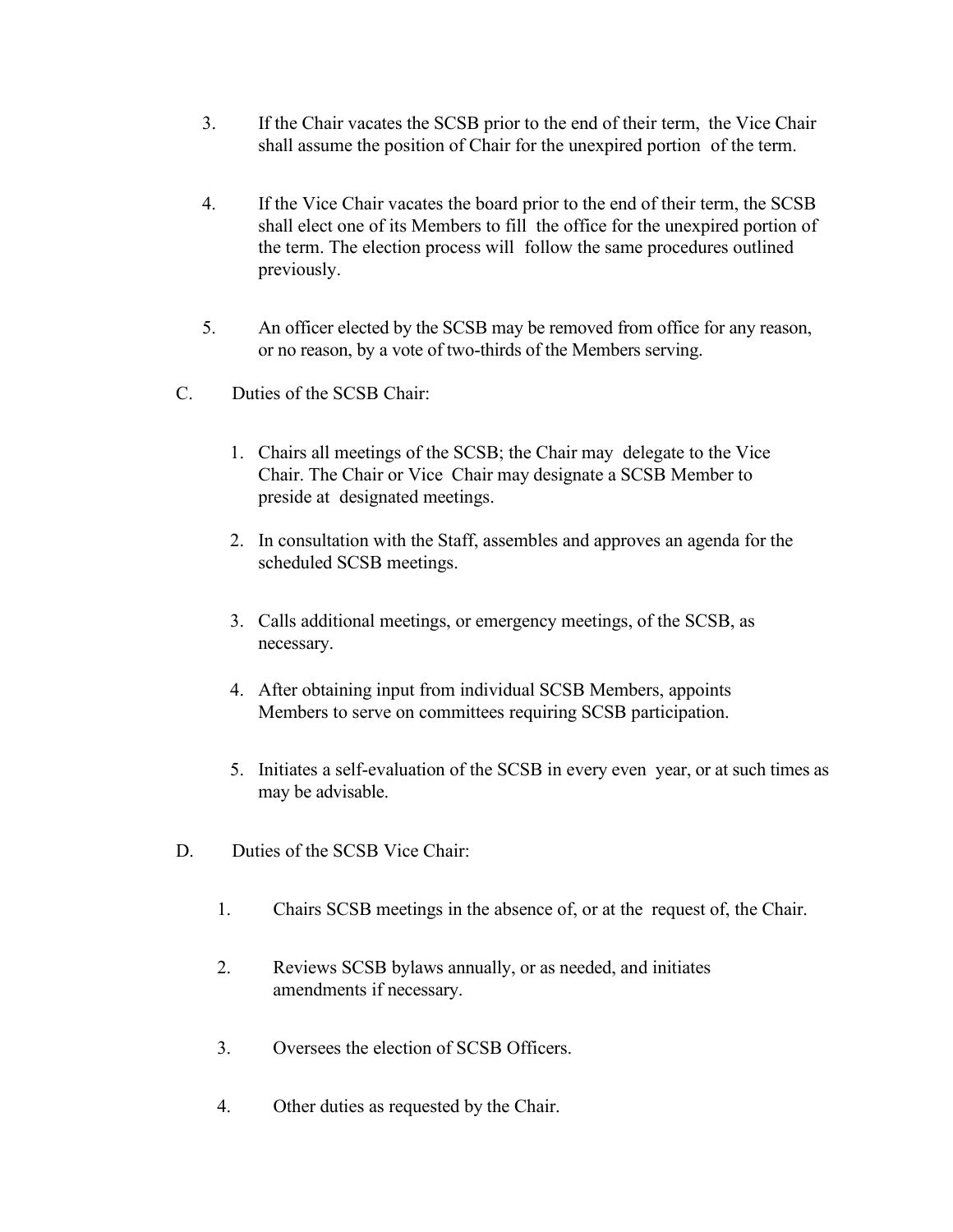3. If the Chair vacates the SCSB prior to the end of their term, the Vice Chair shall assume the position of Chair for the unexpired portion of the term.

4. If the Vice Chair vacates the board prior to the end of their term, the SCSB shall elect one of its Members to fill the office for the unexpired portion of the term. The election process will follow the same procedures outlined previously.

5. An officer elected by the SCSB may be removed from office for any reason, or no reason, by a vote of two-thirds of the Members serving.

C. Duties of the SCSB Chair:

1. Chairs all meetings of the SCSB; the Chair may delegate to the Vice Chair. The Chair or Vice Chair may designate a SCSB Member to preside at designated meetings.

2. In consultation with the Staff, assembles and approves an agenda for the scheduled SCSB meetings.

3. Calls additional meetings, or emergency meetings, of the SCSB, as necessary.

4. After obtaining input from individual SCSB Members, appoints Members to serve on committees requiring SCSB participation.

5. Initiates a self-evaluation of the SCSB in every even year, or at such times as may be advisable.

D. Duties of the SCSB Vice Chair:

1. Chairs SCSB meetings in the absence of, or at the request of, the Chair.

2. Reviews SCSB bylaws annually, or as needed, and initiates amendments if necessary.

3. Oversees the election of SCSB Officers.

4. Other duties as requested by the Chair.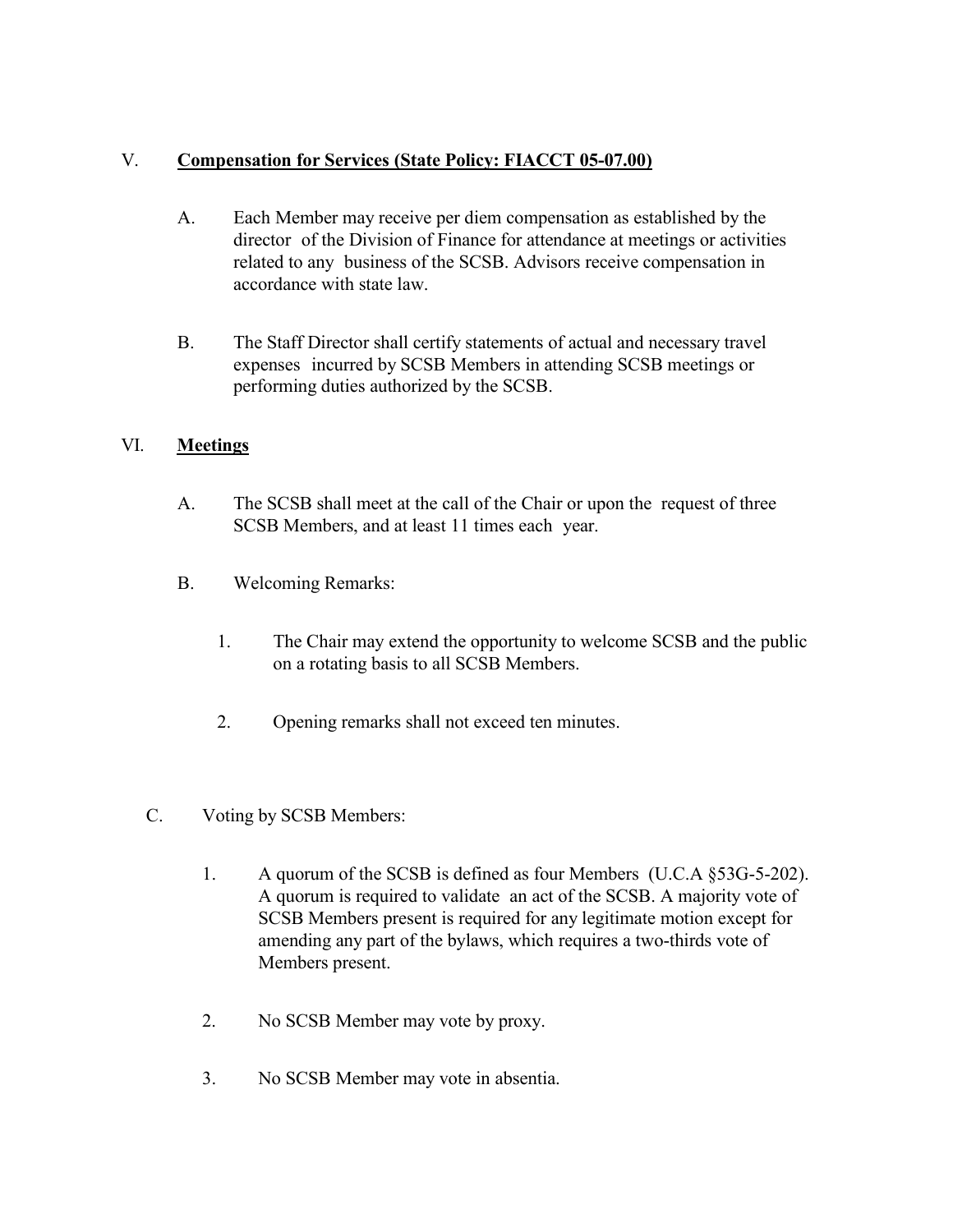## V. **Compensation for Services (State Policy: FIACCT 05-07.00)**

A. Each Member may receive per diem compensation as established by the director of the Division of Finance for attendance at meetings or activities related to any business of the SCSB. Advisors receive compensation in accordance with state law.

B. The Staff Director shall certify statements of actual and necessary travel expenses incurred by SCSB Members in attending SCSB meetings or performing duties authorized by the SCSB.

## VI. **Meetings**

A. The SCSB shall meet at the call of the Chair or upon the request of three SCSB Members, and at least 11 times each year.

B. Welcoming Remarks:

1. The Chair may extend the opportunity to welcome SCSB and the public on a rotating basis to all SCSB Members.

2. Opening remarks shall not exceed ten minutes.

C. Voting by SCSB Members:

1. A quorum of the SCSB is defined as four Members (U.C.A §53G-5-202). A quorum is required to validate an act of the SCSB. A majority vote of SCSB Members present is required for any legitimate motion except for amending any part of the bylaws, which requires a two-thirds vote of Members present.

2. No SCSB Member may vote by proxy.

3. No SCSB Member may vote in absentia.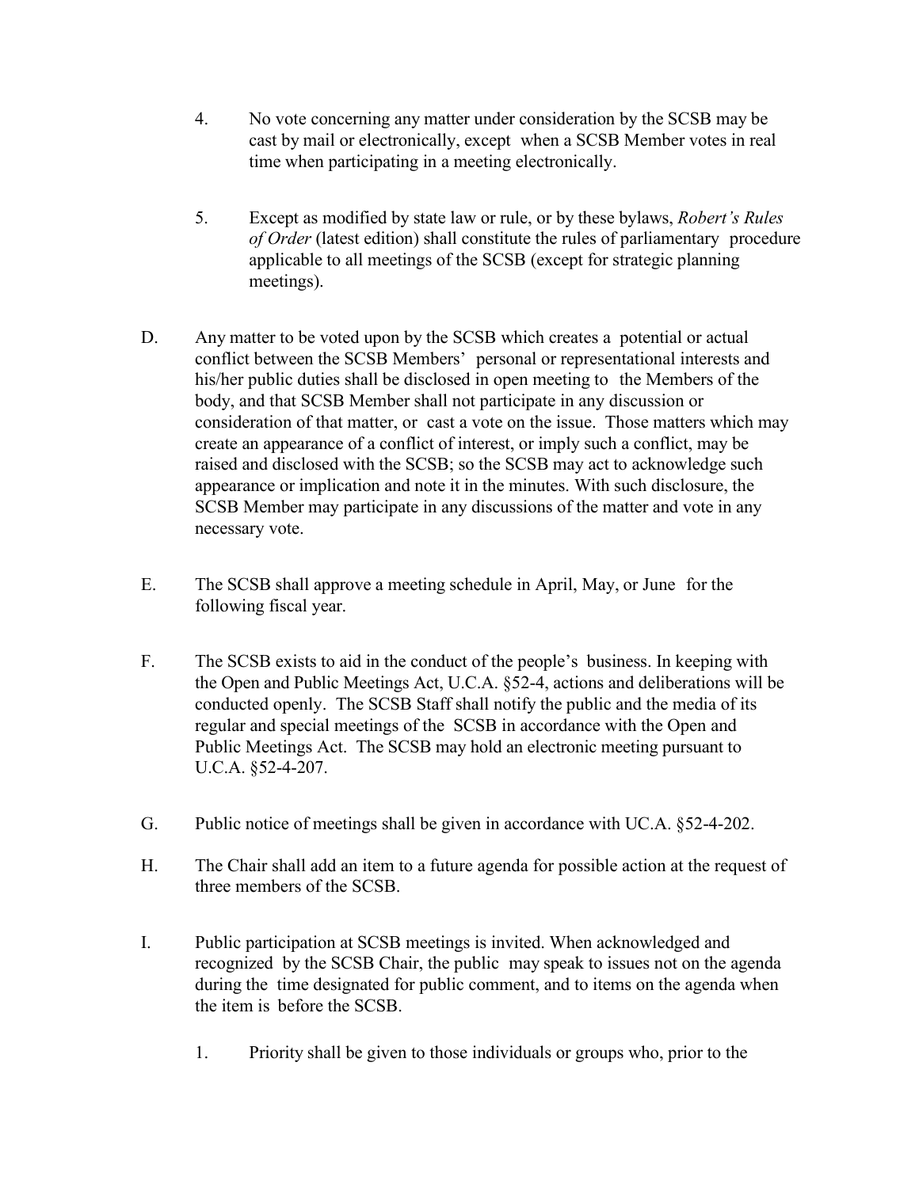4. No vote concerning any matter under consideration by the SCSB may be cast by mail or electronically, except when a SCSB Member votes in real time when participating in a meeting electronically.

5. Except as modified by state law or rule, or by these bylaws, *Robert's Rules of Order* (latest edition) shall constitute the rules of parliamentary procedure applicable to all meetings of the SCSB (except for strategic planning meetings).

D. Any matter to be voted upon by the SCSB which creates a potential or actual conflict between the SCSB Members' personal or representational interests and his/her public duties shall be disclosed in open meeting to the Members of the body, and that SCSB Member shall not participate in any discussion or consideration of that matter, or cast a vote on the issue. Those matters which may create an appearance of a conflict of interest, or imply such a conflict, may be raised and disclosed with the SCSB; so the SCSB may act to acknowledge such appearance or implication and note it in the minutes. With such disclosure, the SCSB Member may participate in any discussions of the matter and vote in any necessary vote.

E. The SCSB shall approve a meeting schedule in April, May, or June for the following fiscal year.

F. The SCSB exists to aid in the conduct of the people's business. In keeping with the Open and Public Meetings Act, U.C.A. §52-4, actions and deliberations will be conducted openly. The SCSB Staff shall notify the public and the media of its regular and special meetings of the SCSB in accordance with the Open and Public Meetings Act. The SCSB may hold an electronic meeting pursuant to U.C.A. §52-4-207.

G. Public notice of meetings shall be given in accordance with UC.A. §52-4-202.

H. The Chair shall add an item to a future agenda for possible action at the request of three members of the SCSB.

I. Public participation at SCSB meetings is invited. When acknowledged and recognized by the SCSB Chair, the public may speak to issues not on the agenda during the time designated for public comment, and to items on the agenda when the item is before the SCSB.

1. Priority shall be given to those individuals or groups who, prior to the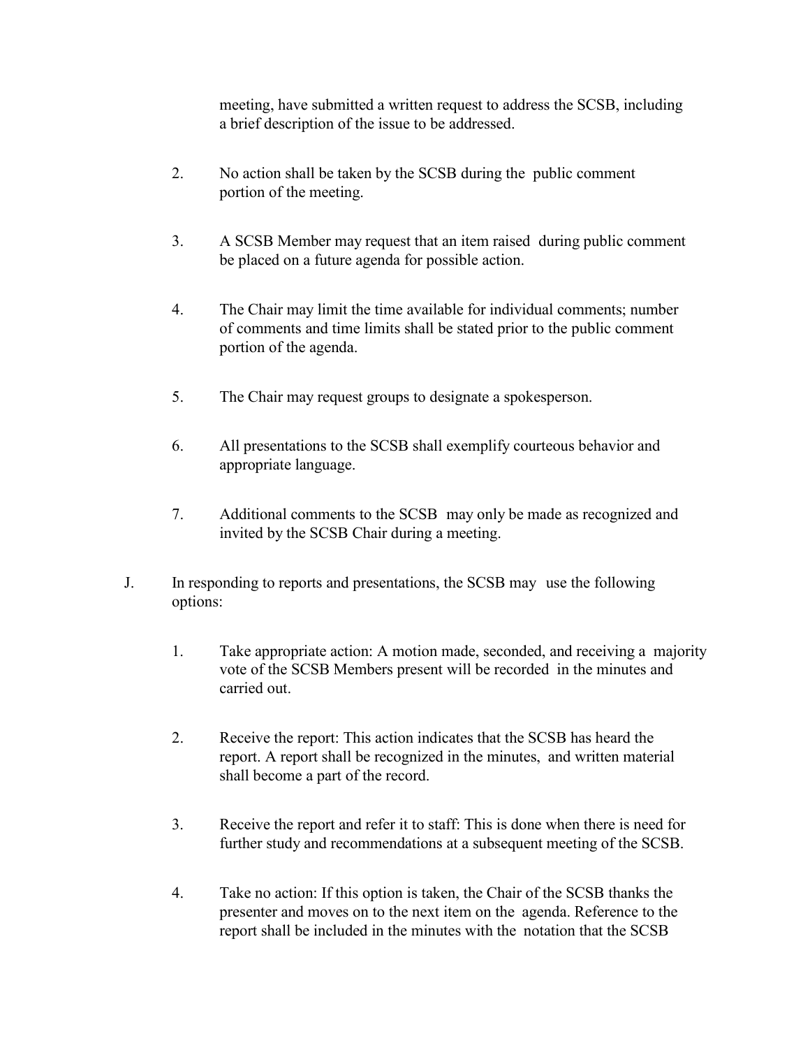meeting, have submitted a written request to address the SCSB, including a brief description of the issue to be addressed.

2. No action shall be taken by the SCSB during the public comment portion of the meeting.

3. A SCSB Member may request that an item raised during public comment be placed on a future agenda for possible action.

4. The Chair may limit the time available for individual comments; number of comments and time limits shall be stated prior to the public comment portion of the agenda.

5. The Chair may request groups to designate a spokesperson.

6. All presentations to the SCSB shall exemplify courteous behavior and appropriate language.

7. Additional comments to the SCSB may only be made as recognized and invited by the SCSB Chair during a meeting.

J. In responding to reports and presentations, the SCSB may use the following options:

   1. Take appropriate action: A motion made, seconded, and receiving a majority vote of the SCSB Members present will be recorded in the minutes and carried out.

   2. Receive the report: This action indicates that the SCSB has heard the report. A report shall be recognized in the minutes, and written material shall become a part of the record.

   3. Receive the report and refer it to staff: This is done when there is need for further study and recommendations at a subsequent meeting of the SCSB.

   4. Take no action: If this option is taken, the Chair of the SCSB thanks the presenter and moves on to the next item on the agenda. Reference to the report shall be included in the minutes with the notation that the SCSB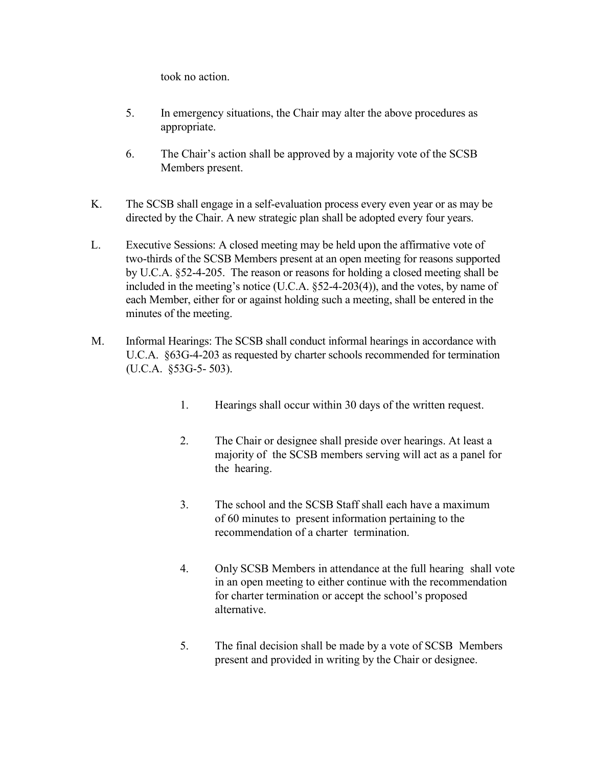took no action.

5. In emergency situations, the Chair may alter the above procedures as appropriate.

6. The Chair's action shall be approved by a majority vote of the SCSB Members present.

K. The SCSB shall engage in a self-evaluation process every even year or as may be directed by the Chair. A new strategic plan shall be adopted every four years.

L. Executive Sessions: A closed meeting may be held upon the affirmative vote of two-thirds of the SCSB Members present at an open meeting for reasons supported by U.C.A. §52-4-205. The reason or reasons for holding a closed meeting shall be included in the meeting's notice (U.C.A. §52-4-203(4)), and the votes, by name of each Member, either for or against holding such a meeting, shall be entered in the minutes of the meeting.

M. Informal Hearings: The SCSB shall conduct informal hearings in accordance with U.C.A. §63G-4-203 as requested by charter schools recommended for termination (U.C.A. §53G-5- 503).

   1. Hearings shall occur within 30 days of the written request.

   2. The Chair or designee shall preside over hearings. At least a majority of the SCSB members serving will act as a panel for the hearing.

   3. The school and the SCSB Staff shall each have a maximum of 60 minutes to present information pertaining to the recommendation of a charter termination.

   4. Only SCSB Members in attendance at the full hearing shall vote in an open meeting to either continue with the recommendation for charter termination or accept the school's proposed alternative.

   5. The final decision shall be made by a vote of SCSB Members present and provided in writing by the Chair or designee.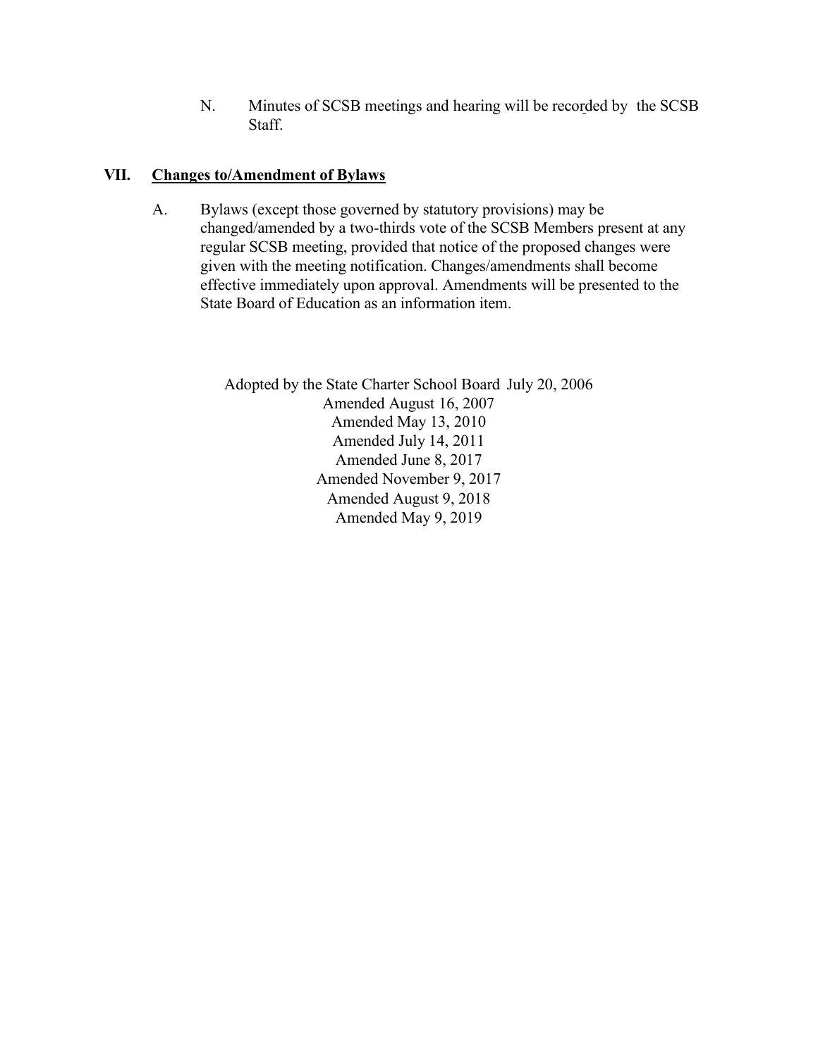N. Minutes of SCSB meetings and hearing will be recorded by the SCSB Staff.

## VII. Changes to/Amendment of Bylaws

A. Bylaws (except those governed by statutory provisions) may be changed/amended by a two-thirds vote of the SCSB Members present at any regular SCSB meeting, provided that notice of the proposed changes were given with the meeting notification. Changes/amendments shall become effective immediately upon approval. Amendments will be presented to the State Board of Education as an information item.

Adopted by the State Charter School Board July 20, 2006
Amended August 16, 2007
Amended May 13, 2010
Amended July 14, 2011
Amended June 8, 2017
Amended November 9, 2017
Amended August 9, 2018
Amended May 9, 2019